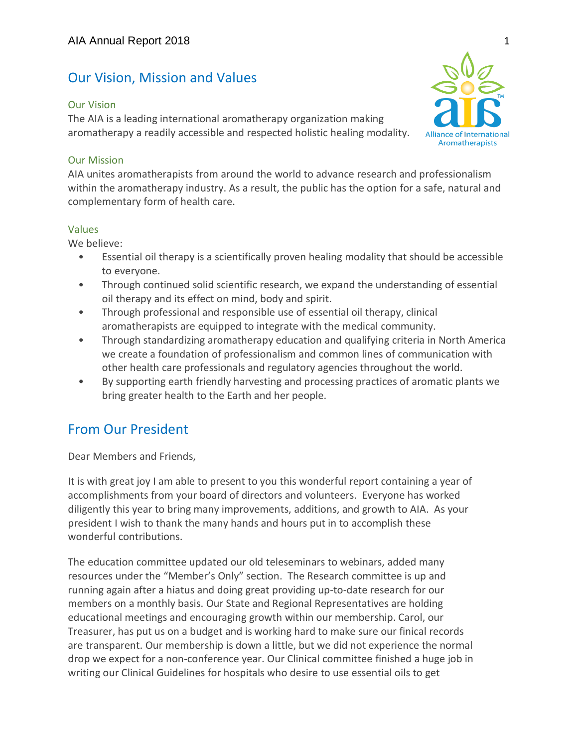## Our Vision, Mission and Values

### Our Vision

The AIA is a leading international aromatherapy organization making aromatherapy a readily accessible and respected holistic healing modality.

### Our Mission

AIA unites aromatherapists from around the world to advance research and professionalism within the aromatherapy industry. As a result, the public has the option for a safe, natural and complementary form of health care.

### Values

We believe:

- Essential oil therapy is a scientifically proven healing modality that should be accessible to everyone.
- Through continued solid scientific research, we expand the understanding of essential oil therapy and its effect on mind, body and spirit.
- Through professional and responsible use of essential oil therapy, clinical aromatherapists are equipped to integrate with the medical community.
- Through standardizing aromatherapy education and qualifying criteria in North America we create a foundation of professionalism and common lines of communication with other health care professionals and regulatory agencies throughout the world.
- By supporting earth friendly harvesting and processing practices of aromatic plants we bring greater health to the Earth and her people.

## From Our President

Dear Members and Friends,

It is with great joy I am able to present to you this wonderful report containing a year of accomplishments from your board of directors and volunteers. Everyone has worked diligently this year to bring many improvements, additions, and growth to AIA. As your president I wish to thank the many hands and hours put in to accomplish these wonderful contributions.

The education committee updated our old teleseminars to webinars, added many resources under the "Member's Only" section. The Research committee is up and running again after a hiatus and doing great providing up-to-date research for our members on a monthly basis. Our State and Regional Representatives are holding educational meetings and encouraging growth within our membership. Carol, our Treasurer, has put us on a budget and is working hard to make sure our finical records are transparent. Our membership is down a little, but we did not experience the normal drop we expect for a non-conference year. Our Clinical committee finished a huge job in writing our Clinical Guidelines for hospitals who desire to use essential oils to get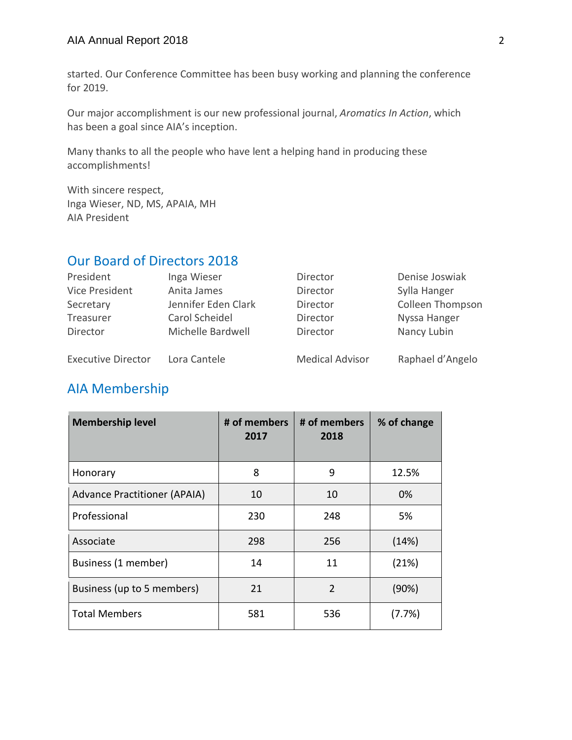started. Our Conference Committee has been busy working and planning the conference for 2019.

Our major accomplishment is our new professional journal, *Aromatics In Action*, which has been a goal since AIA's inception.

Many thanks to all the people who have lent a helping hand in producing these accomplishments!

With sincere respect,
Inga Wieser, ND, MS, APAIA, MH
AIA President

## Our Board of Directors 2018

| | | | |
|---|---|---|---|
| President | Inga Wieser | Director | Denise Joswiak |
| Vice President | Anita James | Director | Sylla Hanger |
| Secretary | Jennifer Eden Clark | Director | Colleen Thompson |
| Treasurer | Carol Scheidel | Director | Nyssa Hanger |
| Director | Michelle Bardwell | Director | Nancy Lubin |
| Executive Director | Lora Cantele | Medical Advisor | Raphael d'Angelo |

## AIA Membership

| Membership level | # of members 2017 | # of members 2018 | % of change |
|---|---|---|---|
| Honorary | 8 | 9 | 12.5% |
| Advance Practitioner (APAIA) | 10 | 10 | 0% |
| Professional | 230 | 248 | 5% |
| Associate | 298 | 256 | (14%) |
| Business (1 member) | 14 | 11 | (21%) |
| Business (up to 5 members) | 21 | 2 | (90%) |
| Total Members | 581 | 536 | (7.7%) |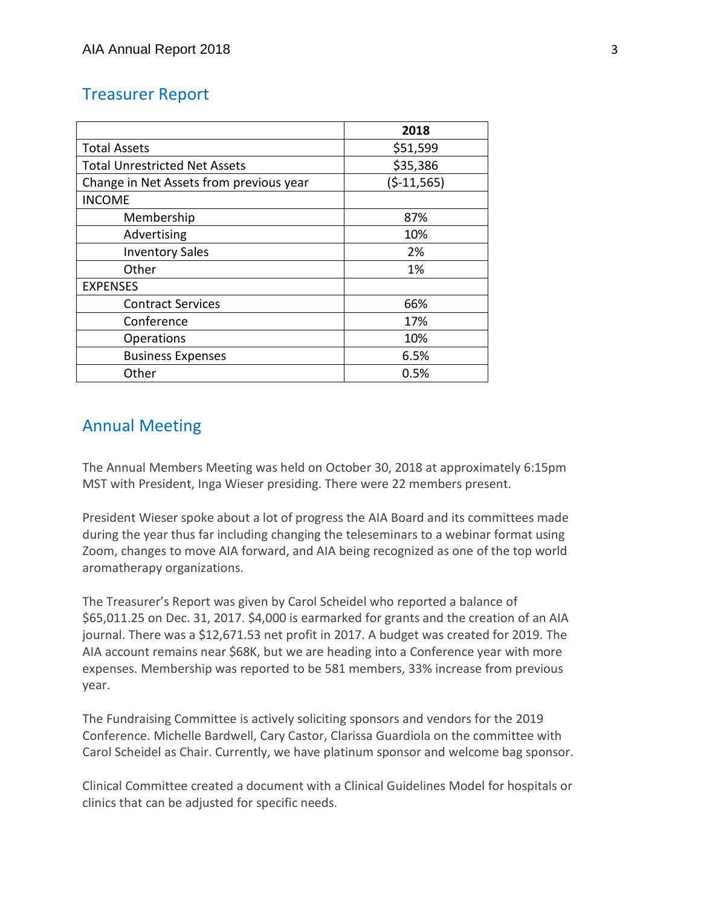## Treasurer Report

| | 2018 |
|---|---|
| Total Assets | $51,599 |
| Total Unrestricted Net Assets | $35,386 |
| Change in Net Assets from previous year | ($-11,565) |
| INCOME | |
| Membership | 87% |
| Advertising | 10% |
| Inventory Sales | 2% |
| Other | 1% |
| EXPENSES | |
| Contract Services | 66% |
| Conference | 17% |
| Operations | 10% |
| Business Expenses | 6.5% |
| Other | 0.5% |

## Annual Meeting

The Annual Members Meeting was held on October 30, 2018 at approximately 6:15pm MST with President, Inga Wieser presiding. There were 22 members present.

President Wieser spoke about a lot of progress the AIA Board and its committees made during the year thus far including changing the teleseminars to a webinar format using Zoom, changes to move AIA forward, and AIA being recognized as one of the top world aromatherapy organizations.

The Treasurer's Report was given by Carol Scheidel who reported a balance of $65,011.25 on Dec. 31, 2017. $4,000 is earmarked for grants and the creation of an AIA journal. There was a $12,671.53 net profit in 2017. A budget was created for 2019. The AIA account remains near $68K, but we are heading into a Conference year with more expenses. Membership was reported to be 581 members, 33% increase from previous year.

The Fundraising Committee is actively soliciting sponsors and vendors for the 2019 Conference. Michelle Bardwell, Cary Castor, Clarissa Guardiola on the committee with Carol Scheidel as Chair. Currently, we have platinum sponsor and welcome bag sponsor.

Clinical Committee created a document with a Clinical Guidelines Model for hospitals or clinics that can be adjusted for specific needs.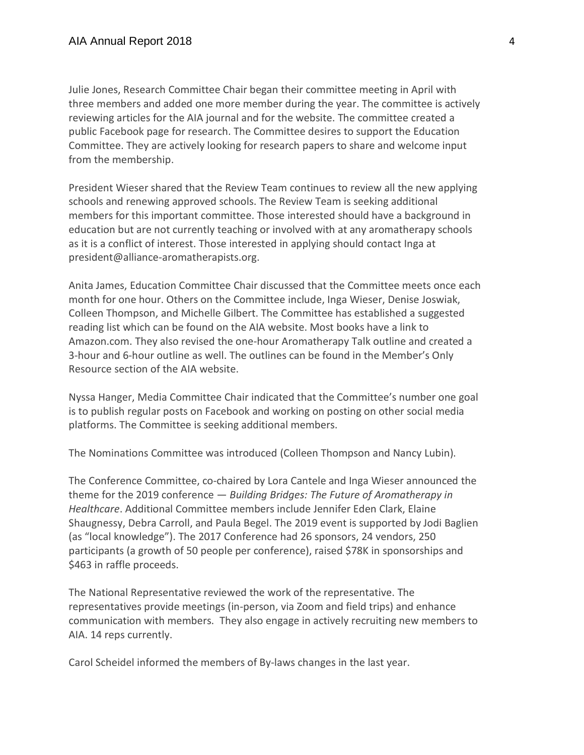Julie Jones, Research Committee Chair began their committee meeting in April with three members and added one more member during the year. The committee is actively reviewing articles for the AIA journal and for the website. The committee created a public Facebook page for research. The Committee desires to support the Education Committee. They are actively looking for research papers to share and welcome input from the membership.

President Wieser shared that the Review Team continues to review all the new applying schools and renewing approved schools. The Review Team is seeking additional members for this important committee. Those interested should have a background in education but are not currently teaching or involved with at any aromatherapy schools as it is a conflict of interest. Those interested in applying should contact Inga at president@alliance-aromatherapists.org.

Anita James, Education Committee Chair discussed that the Committee meets once each month for one hour. Others on the Committee include, Inga Wieser, Denise Joswiak, Colleen Thompson, and Michelle Gilbert. The Committee has established a suggested reading list which can be found on the AIA website. Most books have a link to Amazon.com. They also revised the one-hour Aromatherapy Talk outline and created a 3-hour and 6-hour outline as well. The outlines can be found in the Member's Only Resource section of the AIA website.

Nyssa Hanger, Media Committee Chair indicated that the Committee's number one goal is to publish regular posts on Facebook and working on posting on other social media platforms. The Committee is seeking additional members.

The Nominations Committee was introduced (Colleen Thompson and Nancy Lubin).

The Conference Committee, co-chaired by Lora Cantele and Inga Wieser announced the theme for the 2019 conference — *Building Bridges: The Future of Aromatherapy in Healthcare*. Additional Committee members include Jennifer Eden Clark, Elaine Shaugnessy, Debra Carroll, and Paula Begel. The 2019 event is supported by Jodi Baglien (as "local knowledge"). The 2017 Conference had 26 sponsors, 24 vendors, 250 participants (a growth of 50 people per conference), raised $78K in sponsorships and $463 in raffle proceeds.

The National Representative reviewed the work of the representative. The representatives provide meetings (in-person, via Zoom and field trips) and enhance communication with members. They also engage in actively recruiting new members to AIA. 14 reps currently.

Carol Scheidel informed the members of By-laws changes in the last year.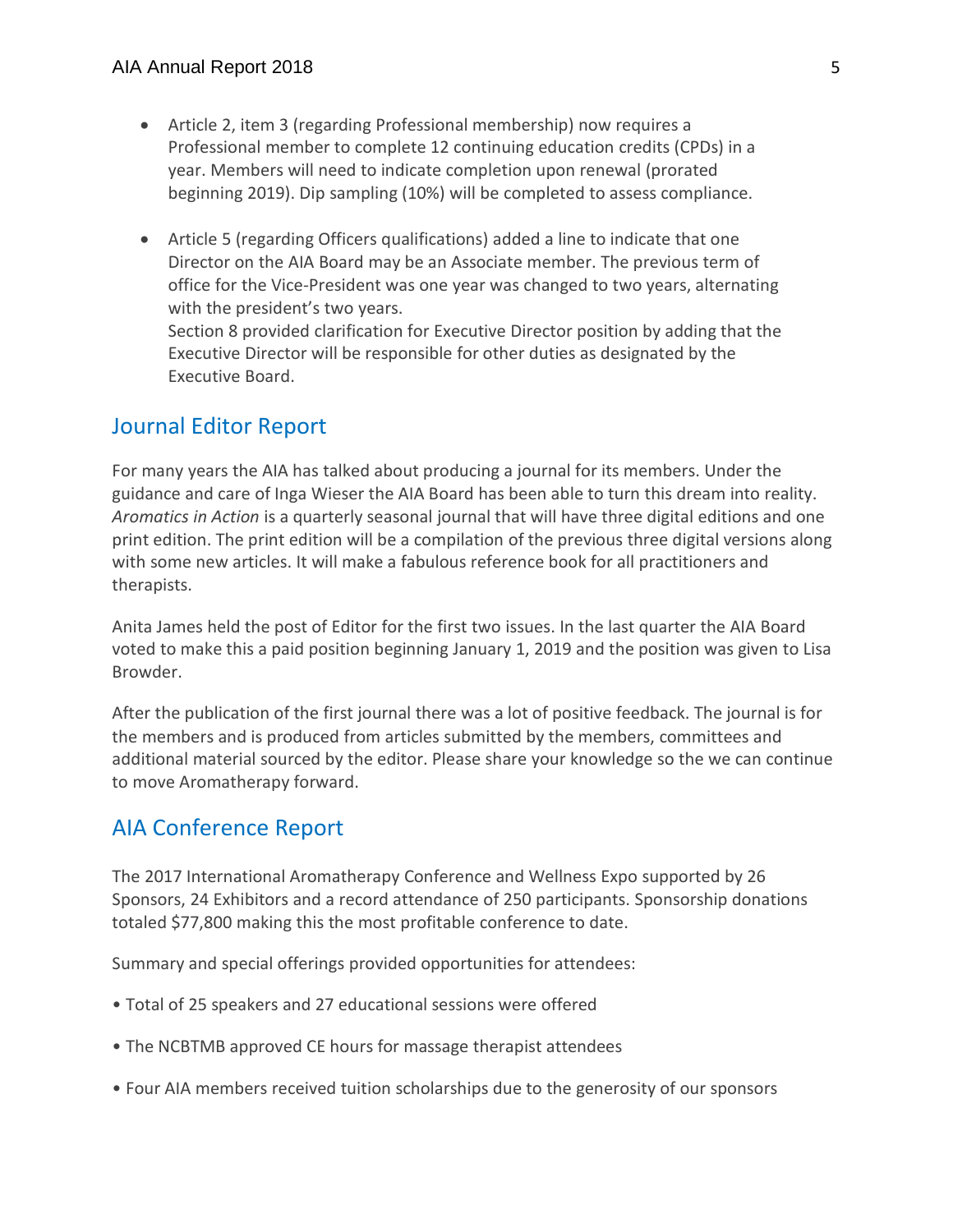- Article 2, item 3 (regarding Professional membership) now requires a Professional member to complete 12 continuing education credits (CPDs) in a year. Members will need to indicate completion upon renewal (prorated beginning 2019). Dip sampling (10%) will be completed to assess compliance.

- Article 5 (regarding Officers qualifications) added a line to indicate that one Director on the AIA Board may be an Associate member. The previous term of office for the Vice-President was one year was changed to two years, alternating with the president's two years.
  Section 8 provided clarification for Executive Director position by adding that the Executive Director will be responsible for other duties as designated by the Executive Board.

## Journal Editor Report

For many years the AIA has talked about producing a journal for its members. Under the guidance and care of Inga Wieser the AIA Board has been able to turn this dream into reality. *Aromatics in Action* is a quarterly seasonal journal that will have three digital editions and one print edition. The print edition will be a compilation of the previous three digital versions along with some new articles. It will make a fabulous reference book for all practitioners and therapists.

Anita James held the post of Editor for the first two issues. In the last quarter the AIA Board voted to make this a paid position beginning January 1, 2019 and the position was given to Lisa Browder.

After the publication of the first journal there was a lot of positive feedback. The journal is for the members and is produced from articles submitted by the members, committees and additional material sourced by the editor. Please share your knowledge so the we can continue to move Aromatherapy forward.

## AIA Conference Report

The 2017 International Aromatherapy Conference and Wellness Expo supported by 26 Sponsors, 24 Exhibitors and a record attendance of 250 participants. Sponsorship donations totaled $77,800 making this the most profitable conference to date.

Summary and special offerings provided opportunities for attendees:

- Total of 25 speakers and 27 educational sessions were offered
- The NCBTMB approved CE hours for massage therapist attendees
- Four AIA members received tuition scholarships due to the generosity of our sponsors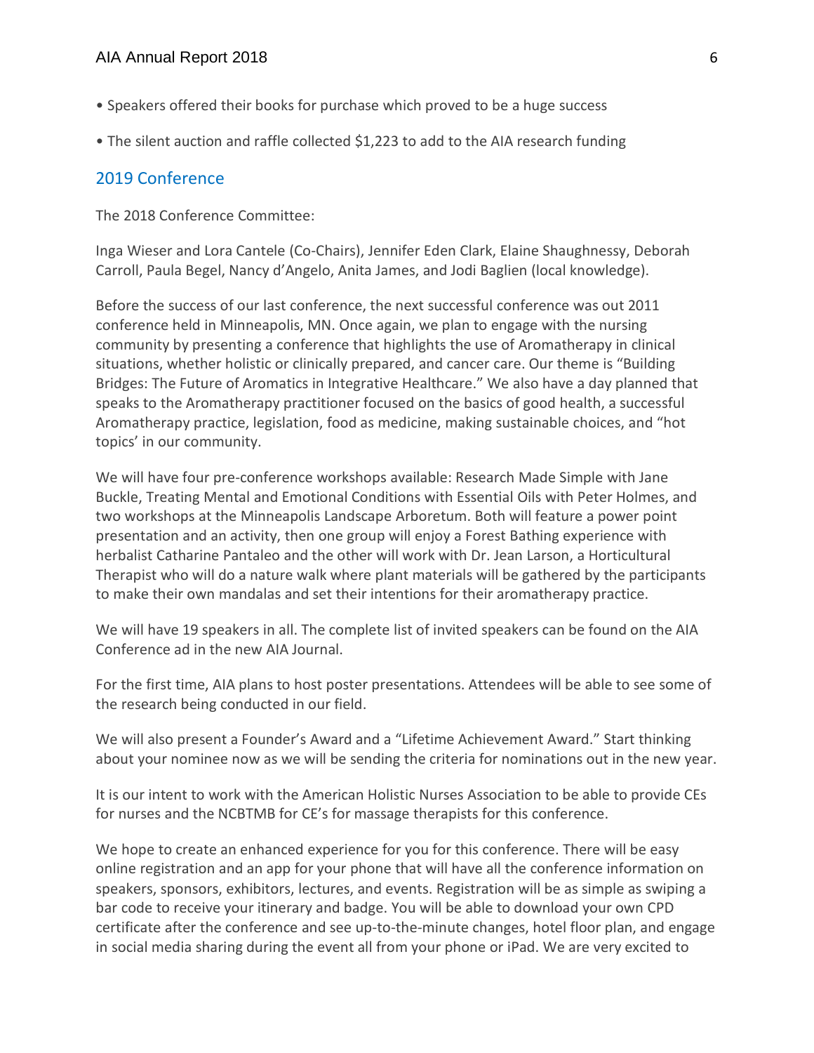- Speakers offered their books for purchase which proved to be a huge success
- The silent auction and raffle collected $1,223 to add to the AIA research funding

## 2019 Conference

The 2018 Conference Committee:

Inga Wieser and Lora Cantele (Co-Chairs), Jennifer Eden Clark, Elaine Shaughnessy, Deborah Carroll, Paula Begel, Nancy d'Angelo, Anita James, and Jodi Baglien (local knowledge).

Before the success of our last conference, the next successful conference was out 2011 conference held in Minneapolis, MN. Once again, we plan to engage with the nursing community by presenting a conference that highlights the use of Aromatherapy in clinical situations, whether holistic or clinically prepared, and cancer care. Our theme is "Building Bridges: The Future of Aromatics in Integrative Healthcare." We also have a day planned that speaks to the Aromatherapy practitioner focused on the basics of good health, a successful Aromatherapy practice, legislation, food as medicine, making sustainable choices, and "hot topics' in our community.

We will have four pre-conference workshops available: Research Made Simple with Jane Buckle, Treating Mental and Emotional Conditions with Essential Oils with Peter Holmes, and two workshops at the Minneapolis Landscape Arboretum. Both will feature a power point presentation and an activity, then one group will enjoy a Forest Bathing experience with herbalist Catharine Pantaleo and the other will work with Dr. Jean Larson, a Horticultural Therapist who will do a nature walk where plant materials will be gathered by the participants to make their own mandalas and set their intentions for their aromatherapy practice.

We will have 19 speakers in all. The complete list of invited speakers can be found on the AIA Conference ad in the new AIA Journal.

For the first time, AIA plans to host poster presentations. Attendees will be able to see some of the research being conducted in our field.

We will also present a Founder's Award and a "Lifetime Achievement Award." Start thinking about your nominee now as we will be sending the criteria for nominations out in the new year.

It is our intent to work with the American Holistic Nurses Association to be able to provide CEs for nurses and the NCBTMB for CE's for massage therapists for this conference.

We hope to create an enhanced experience for you for this conference. There will be easy online registration and an app for your phone that will have all the conference information on speakers, sponsors, exhibitors, lectures, and events. Registration will be as simple as swiping a bar code to receive your itinerary and badge. You will be able to download your own CPD certificate after the conference and see up-to-the-minute changes, hotel floor plan, and engage in social media sharing during the event all from your phone or iPad. We are very excited to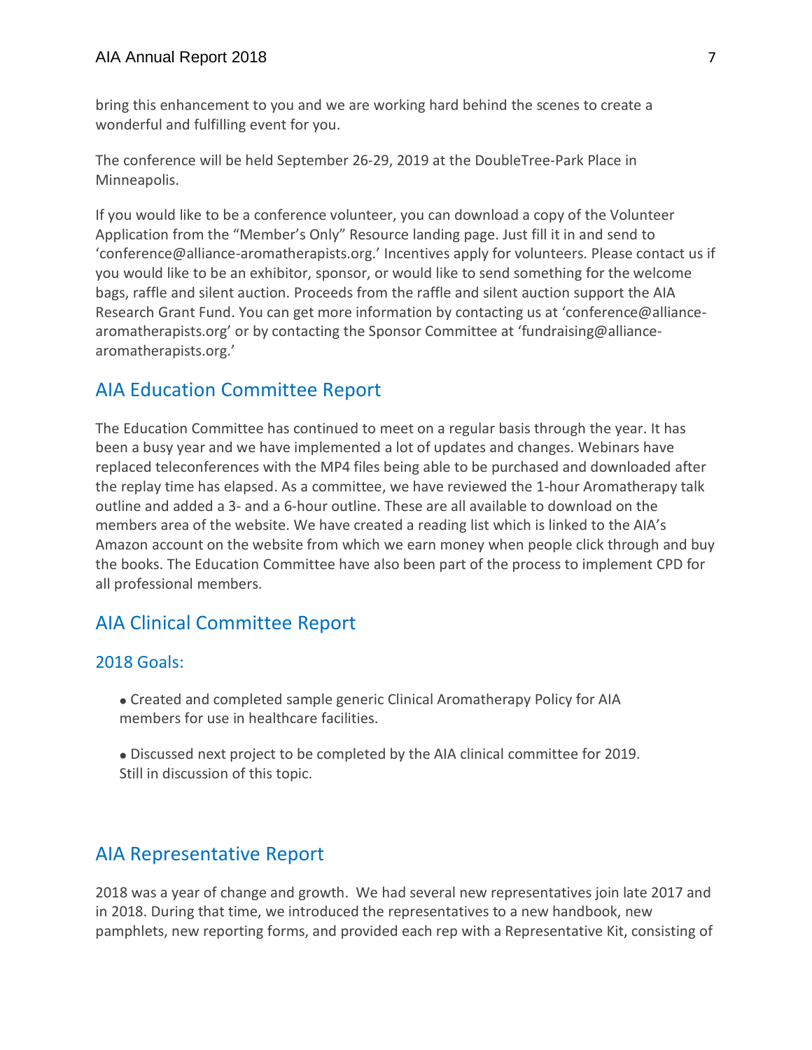bring this enhancement to you and we are working hard behind the scenes to create a wonderful and fulfilling event for you.

The conference will be held September 26-29, 2019 at the DoubleTree-Park Place in Minneapolis.

If you would like to be a conference volunteer, you can download a copy of the Volunteer Application from the "Member's Only" Resource landing page. Just fill it in and send to 'conference@alliance-aromatherapists.org.' Incentives apply for volunteers. Please contact us if you would like to be an exhibitor, sponsor, or would like to send something for the welcome bags, raffle and silent auction. Proceeds from the raffle and silent auction support the AIA Research Grant Fund. You can get more information by contacting us at 'conference@alliance-aromatherapists.org' or by contacting the Sponsor Committee at 'fundraising@alliance-aromatherapists.org.'

## AIA Education Committee Report

The Education Committee has continued to meet on a regular basis through the year. It has been a busy year and we have implemented a lot of updates and changes. Webinars have replaced teleconferences with the MP4 files being able to be purchased and downloaded after the replay time has elapsed. As a committee, we have reviewed the 1-hour Aromatherapy talk outline and added a 3- and a 6-hour outline. These are all available to download on the members area of the website. We have created a reading list which is linked to the AIA's Amazon account on the website from which we earn money when people click through and buy the books. The Education Committee have also been part of the process to implement CPD for all professional members.

## AIA Clinical Committee Report

### 2018 Goals:

- Created and completed sample generic Clinical Aromatherapy Policy for AIA members for use in healthcare facilities.
- Discussed next project to be completed by the AIA clinical committee for 2019. Still in discussion of this topic.

## AIA Representative Report

2018 was a year of change and growth. We had several new representatives join late 2017 and in 2018. During that time, we introduced the representatives to a new handbook, new pamphlets, new reporting forms, and provided each rep with a Representative Kit, consisting of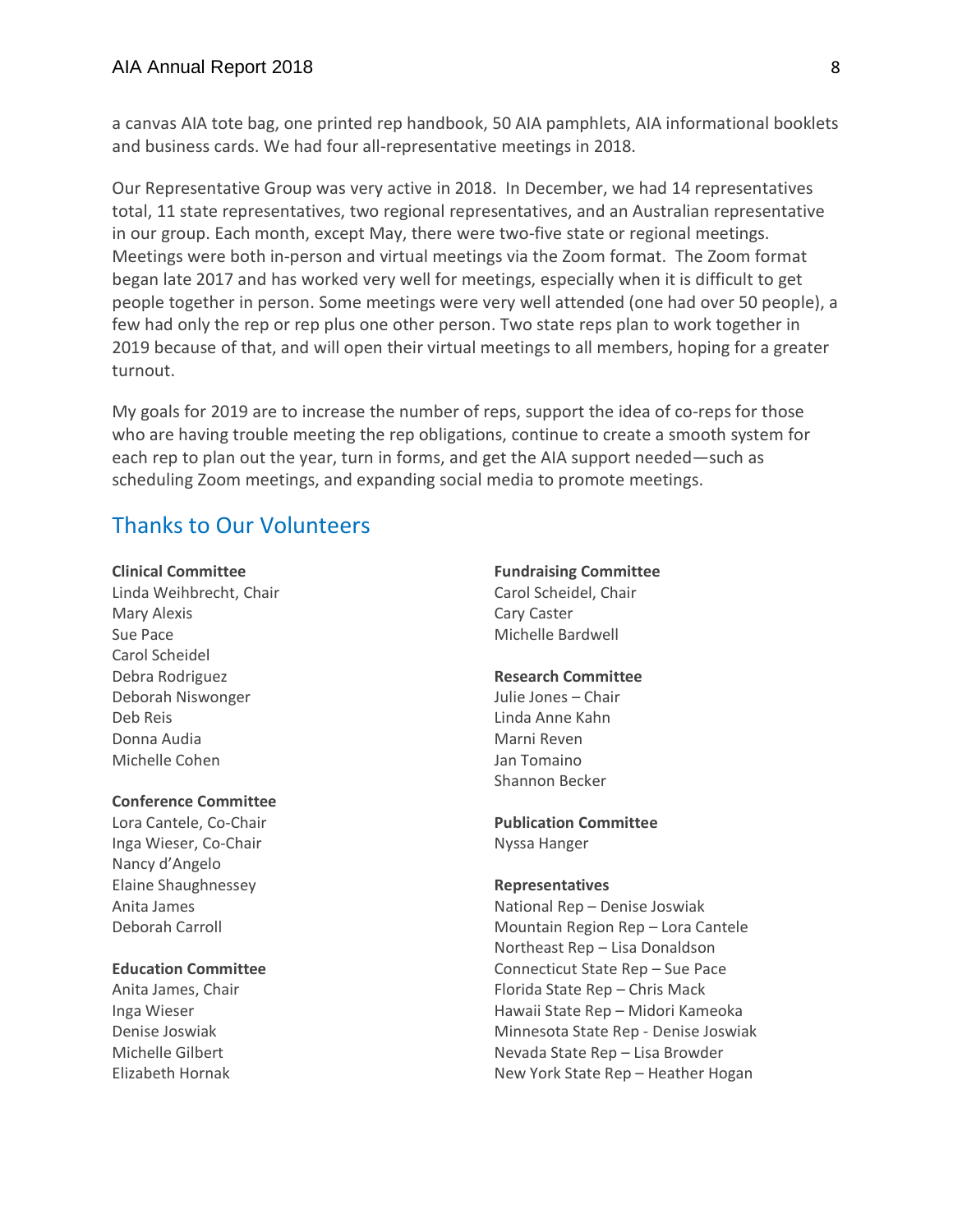a canvas AIA tote bag, one printed rep handbook, 50 AIA pamphlets, AIA informational booklets and business cards. We had four all-representative meetings in 2018.

Our Representative Group was very active in 2018. In December, we had 14 representatives total, 11 state representatives, two regional representatives, and an Australian representative in our group. Each month, except May, there were two-five state or regional meetings. Meetings were both in-person and virtual meetings via the Zoom format. The Zoom format began late 2017 and has worked very well for meetings, especially when it is difficult to get people together in person. Some meetings were very well attended (one had over 50 people), a few had only the rep or rep plus one other person. Two state reps plan to work together in 2019 because of that, and will open their virtual meetings to all members, hoping for a greater turnout.

My goals for 2019 are to increase the number of reps, support the idea of co-reps for those who are having trouble meeting the rep obligations, continue to create a smooth system for each rep to plan out the year, turn in forms, and get the AIA support needed—such as scheduling Zoom meetings, and expanding social media to promote meetings.

## Thanks to Our Volunteers

**Clinical Committee**
Linda Weihbrecht, Chair
Mary Alexis
Sue Pace
Carol Scheidel
Debra Rodriguez
Deborah Niswonger
Deb Reis
Donna Audia
Michelle Cohen

**Conference Committee**
Lora Cantele, Co-Chair
Inga Wieser, Co-Chair
Nancy d'Angelo
Elaine Shaughnessey
Anita James
Deborah Carroll

**Education Committee**
Anita James, Chair
Inga Wieser
Denise Joswiak
Michelle Gilbert
Elizabeth Hornak

**Fundraising Committee**
Carol Scheidel, Chair
Cary Caster
Michelle Bardwell

**Research Committee**
Julie Jones – Chair
Linda Anne Kahn
Marni Reven
Jan Tomaino
Shannon Becker

**Publication Committee**
Nyssa Hanger

**Representatives**
National Rep – Denise Joswiak
Mountain Region Rep – Lora Cantele
Northeast Rep – Lisa Donaldson
Connecticut State Rep – Sue Pace
Florida State Rep – Chris Mack
Hawaii State Rep – Midori Kameoka
Minnesota State Rep - Denise Joswiak
Nevada State Rep – Lisa Browder
New York State Rep – Heather Hogan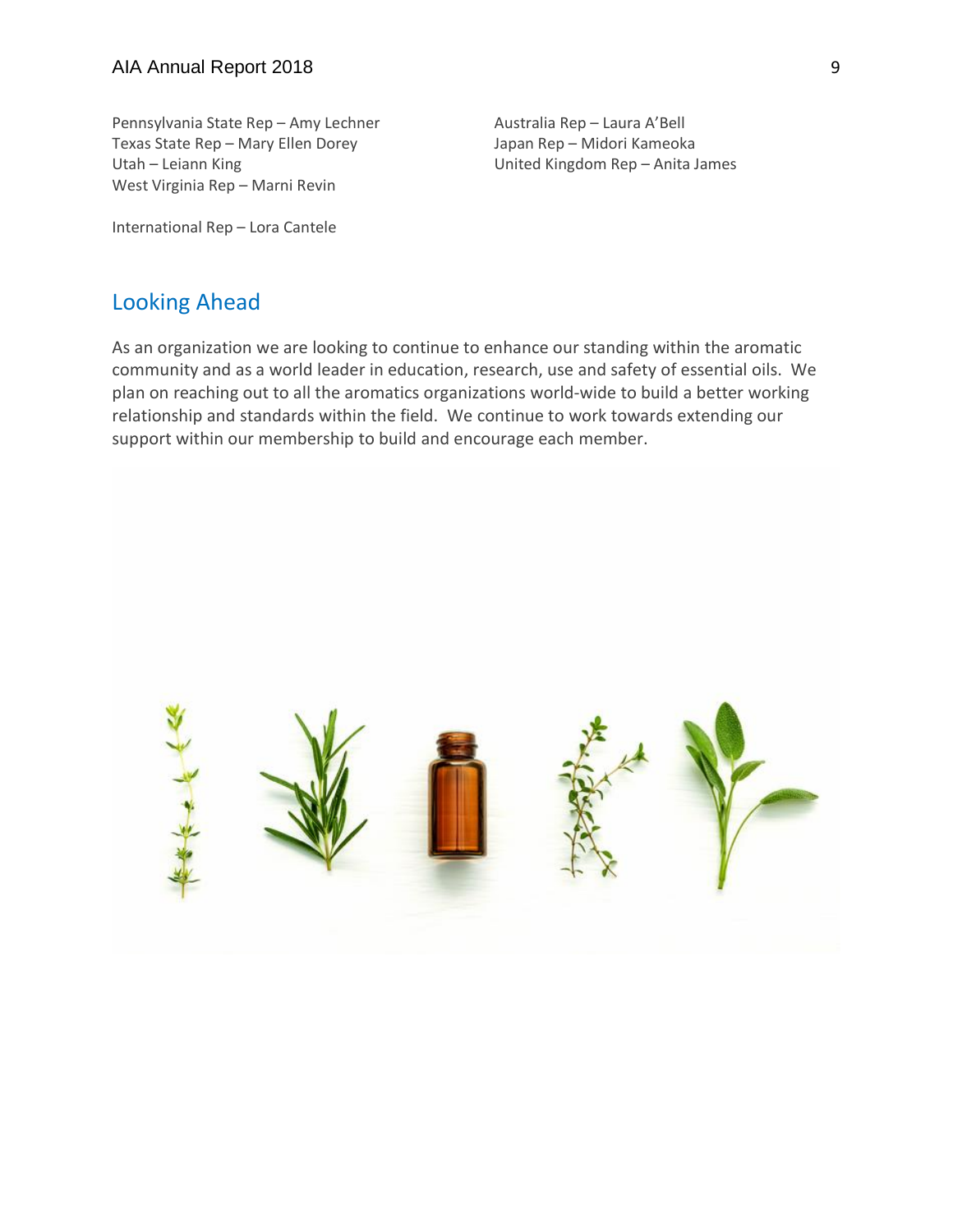Pennsylvania State Rep – Amy Lechner
Texas State Rep – Mary Ellen Dorey
Utah – Leiann King
West Virginia Rep – Marni Revin

International Rep – Lora Cantele

Australia Rep – Laura A'Bell
Japan Rep – Midori Kameoka
United Kingdom Rep – Anita James

## Looking Ahead

As an organization we are looking to continue to enhance our standing within the aromatic community and as a world leader in education, research, use and safety of essential oils. We plan on reaching out to all the aromatics organizations world-wide to build a better working relationship and standards within the field. We continue to work towards extending our support within our membership to build and encourage each member.